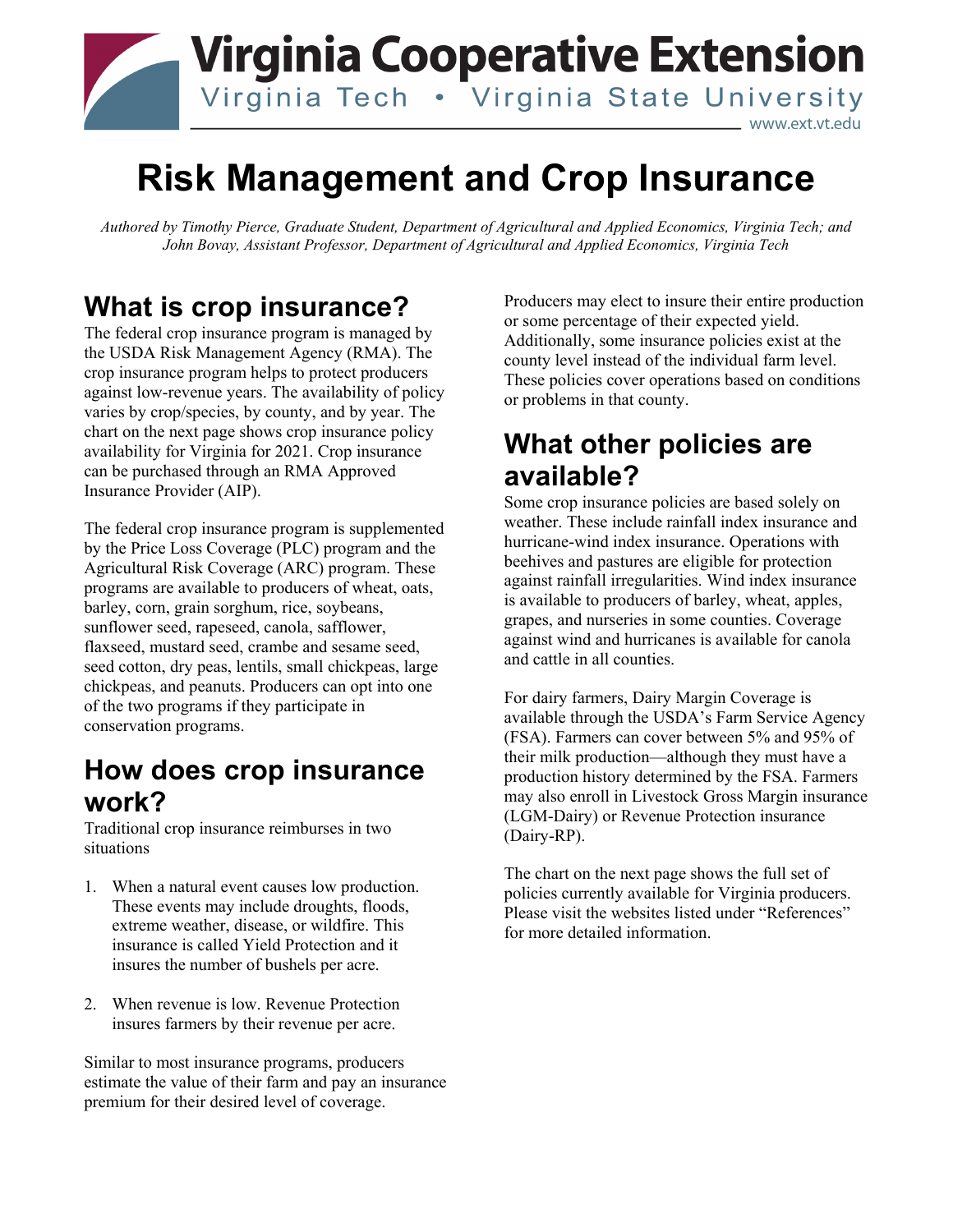# Virginia Cooperative Extension

Virginia Tech • Virginia State University

www.ext.vt.edu

# Risk Management and Crop Insurance

*Authored by Timothy Pierce, Graduate Student, Department of Agricultural and Applied Economics, Virginia Tech; and John Bovay, Assistant Professor, Department of Agricultural and Applied Economics, Virginia Tech*

## What is crop insurance?

The federal crop insurance program is managed by the USDA Risk Management Agency (RMA). The crop insurance program helps to protect producers against low-revenue years. The availability of policy varies by crop/species, by county, and by year. The chart on the next page shows crop insurance policy availability for Virginia for 2021. Crop insurance can be purchased through an RMA Approved Insurance Provider (AIP).

The federal crop insurance program is supplemented by the Price Loss Coverage (PLC) program and the Agricultural Risk Coverage (ARC) program. These programs are available to producers of wheat, oats, barley, corn, grain sorghum, rice, soybeans, sunflower seed, rapeseed, canola, safflower, flaxseed, mustard seed, crambe and sesame seed, seed cotton, dry peas, lentils, small chickpeas, large chickpeas, and peanuts. Producers can opt into one of the two programs if they participate in conservation programs.

## How does crop insurance work?

Traditional crop insurance reimburses in two situations

1. When a natural event causes low production. These events may include droughts, floods, extreme weather, disease, or wildfire. This insurance is called Yield Protection and it insures the number of bushels per acre.

2. When revenue is low. Revenue Protection insures farmers by their revenue per acre.

Similar to most insurance programs, producers estimate the value of their farm and pay an insurance premium for their desired level of coverage.

Producers may elect to insure their entire production or some percentage of their expected yield. Additionally, some insurance policies exist at the county level instead of the individual farm level. These policies cover operations based on conditions or problems in that county.

## What other policies are available?

Some crop insurance policies are based solely on weather. These include rainfall index insurance and hurricane-wind index insurance. Operations with beehives and pastures are eligible for protection against rainfall irregularities. Wind index insurance is available to producers of barley, wheat, apples, grapes, and nurseries in some counties. Coverage against wind and hurricanes is available for canola and cattle in all counties.

For dairy farmers, Dairy Margin Coverage is available through the USDA's Farm Service Agency (FSA). Farmers can cover between 5% and 95% of their milk production—although they must have a production history determined by the FSA. Farmers may also enroll in Livestock Gross Margin insurance (LGM-Dairy) or Revenue Protection insurance (Dairy-RP).

The chart on the next page shows the full set of policies currently available for Virginia producers. Please visit the websites listed under "References" for more detailed information.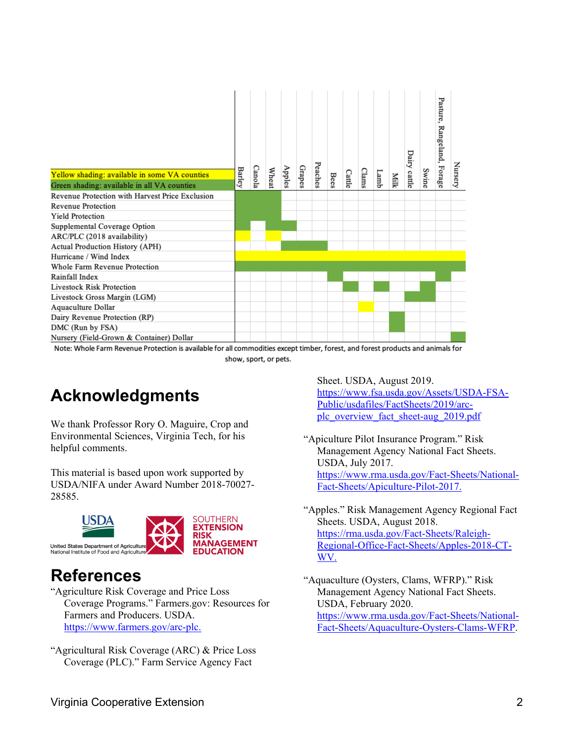| Yellow shading: available in some VA counties / Green shading: available in all VA counties | Barley | Canola | Wheat | Apples | Grapes | Peaches | Bees | Cattle | Clams | Lamb | Milk | Dairy cattle | Swine | Pasture, Rangeland, Forage | Nursery |
|---|---|---|---|---|---|---|---|---|---|---|---|---|---|---|---|
| Revenue Protection with Harvest Price Exclusion | Green | Green | Green | | | | | | | | | | | | |
| Revenue Protection | Green | Green | Green | | | | | | | | | | | | |
| Yield Protection | Green | Green | Green | | | | | | | | | | | | |
| Supplemental Coverage Option | Green | | Green | Green | | | | | | | | | | | |
| ARC/PLC (2018 availability) | Yellow | | Yellow | | | | | | | | | | | | |
| Actual Production History (APH) | | | | Green | Green | Green | | | | | | | | | |
| Hurricane / Wind Index | Yellow | Yellow | Yellow | Yellow | Yellow | Yellow | Yellow | Yellow | Yellow | Yellow | Yellow | Yellow | Yellow | Yellow | Yellow |
| Whole Farm Revenue Protection | Green | Green | Green | Green | Green | Green | Green | Green | Green | Green | Green | Green | Green | Green | Green |
| Rainfall Index | | | | | | | Green | | | | | | | Green | |
| Livestock Risk Protection | | | | | | | | Green | | Green | | | Green | | |
| Livestock Gross Margin (LGM) | | | | | | | | | | | | Green | Green | | |
| Aquaculture Dollar | | | | | | | | | Yellow | | | | | | |
| Dairy Revenue Protection (RP) | | | | | | | | | | | Green | | | | |
| DMC (Run by FSA) | | | | | | | | | | | Green | | | | |
| Nursery (Field-Grown & Container) Dollar | | | | | | | | | | | | | | | Green |

Note: Whole Farm Revenue Protection is available for all commodities except timber, forest, and forest products and animals for show, sport, or pets.

## Acknowledgments

We thank Professor Rory O. Maguire, Crop and Environmental Sciences, Virginia Tech, for his helpful comments.

This material is based upon work supported by USDA/NIFA under Award Number 2018-70027-28585.

USDA United States Department of Agriculture National Institute of Food and Agriculture

SOUTHERN EXTENSION RISK MANAGEMENT EDUCATION

## References

"Agriculture Risk Coverage and Price Loss Coverage Programs." Farmers.gov: Resources for Farmers and Producers. USDA. https://www.farmers.gov/arc-plc.

"Agricultural Risk Coverage (ARC) & Price Loss Coverage (PLC)." Farm Service Agency Fact Sheet. USDA, August 2019. https://www.fsa.usda.gov/Assets/USDA-FSA-Public/usdafiles/FactSheets/2019/arc-plc_overview_fact_sheet-aug_2019.pdf

"Apiculture Pilot Insurance Program." Risk Management Agency National Fact Sheets. USDA, July 2017. https://www.rma.usda.gov/Fact-Sheets/National-Fact-Sheets/Apiculture-Pilot-2017.

"Apples." Risk Management Agency Regional Fact Sheets. USDA, August 2018. https://rma.usda.gov/Fact-Sheets/Raleigh-Regional-Office-Fact-Sheets/Apples-2018-CT-WV.

"Aquaculture (Oysters, Clams, WFRP)." Risk Management Agency National Fact Sheets. USDA, February 2020. https://www.rma.usda.gov/Fact-Sheets/National-Fact-Sheets/Aquaculture-Oysters-Clams-WFRP.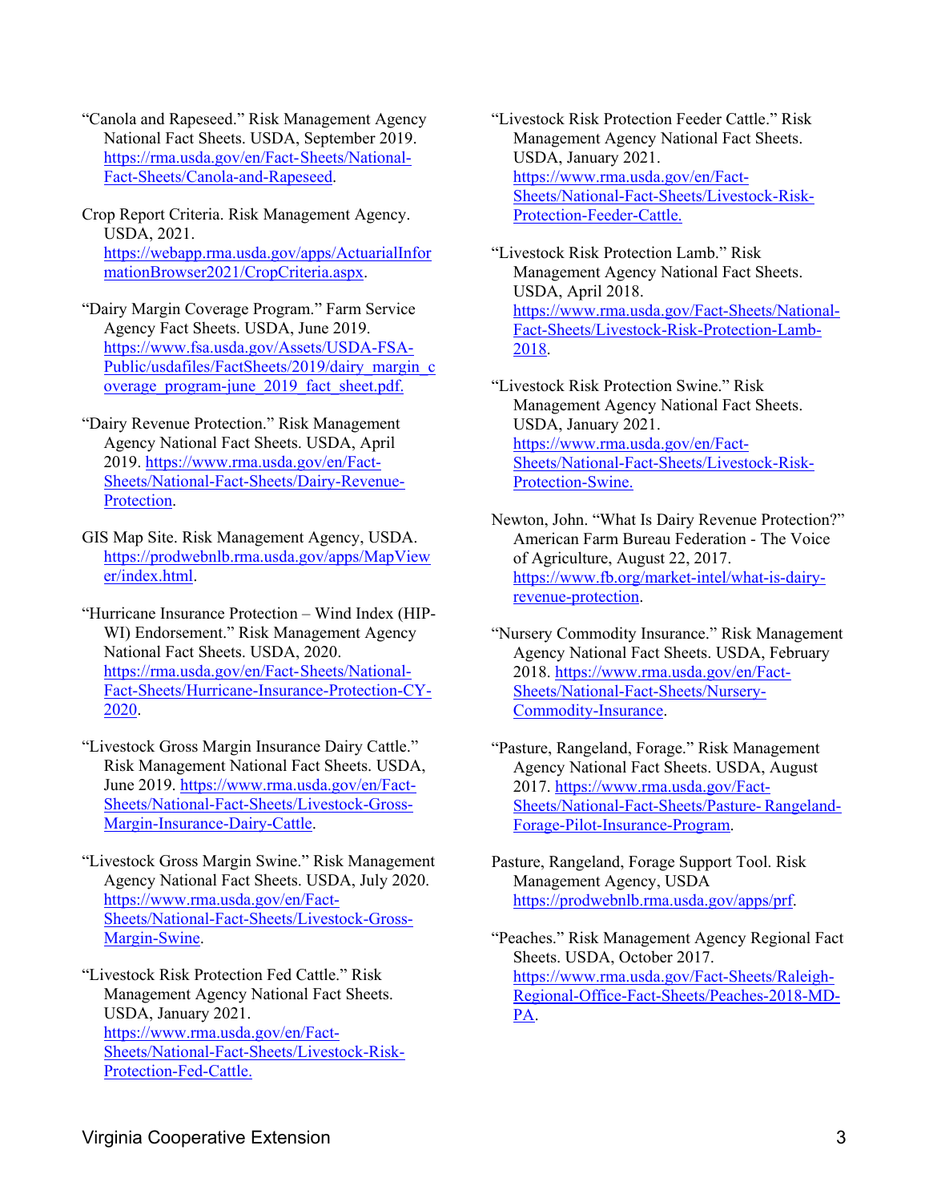"Canola and Rapeseed." Risk Management Agency National Fact Sheets. USDA, September 2019. https://rma.usda.gov/en/Fact-Sheets/National-Fact-Sheets/Canola-and-Rapeseed.

Crop Report Criteria. Risk Management Agency. USDA, 2021. https://webapp.rma.usda.gov/apps/ActuarialInformationBrowser2021/CropCriteria.aspx.

"Dairy Margin Coverage Program." Farm Service Agency Fact Sheets. USDA, June 2019. https://www.fsa.usda.gov/Assets/USDA-FSA-Public/usdafiles/FactSheets/2019/dairy_margin_coverage_program-june_2019_fact_sheet.pdf.

"Dairy Revenue Protection." Risk Management Agency National Fact Sheets. USDA, April 2019. https://www.rma.usda.gov/en/Fact-Sheets/National-Fact-Sheets/Dairy-Revenue-Protection.

GIS Map Site. Risk Management Agency, USDA. https://prodwebnlb.rma.usda.gov/apps/MapViewer/index.html.

"Hurricane Insurance Protection – Wind Index (HIP-WI) Endorsement." Risk Management Agency National Fact Sheets. USDA, 2020. https://rma.usda.gov/en/Fact-Sheets/National-Fact-Sheets/Hurricane-Insurance-Protection-CY-2020.

"Livestock Gross Margin Insurance Dairy Cattle." Risk Management National Fact Sheets. USDA, June 2019. https://www.rma.usda.gov/en/Fact-Sheets/National-Fact-Sheets/Livestock-Gross-Margin-Insurance-Dairy-Cattle.

"Livestock Gross Margin Swine." Risk Management Agency National Fact Sheets. USDA, July 2020. https://www.rma.usda.gov/en/Fact-Sheets/National-Fact-Sheets/Livestock-Gross-Margin-Swine.

"Livestock Risk Protection Fed Cattle." Risk Management Agency National Fact Sheets. USDA, January 2021. https://www.rma.usda.gov/en/Fact-Sheets/National-Fact-Sheets/Livestock-Risk-Protection-Fed-Cattle.

"Livestock Risk Protection Feeder Cattle." Risk Management Agency National Fact Sheets. USDA, January 2021. https://www.rma.usda.gov/en/Fact-Sheets/National-Fact-Sheets/Livestock-Risk-Protection-Feeder-Cattle.

"Livestock Risk Protection Lamb." Risk Management Agency National Fact Sheets. USDA, April 2018. https://www.rma.usda.gov/Fact-Sheets/National-Fact-Sheets/Livestock-Risk-Protection-Lamb-2018.

"Livestock Risk Protection Swine." Risk Management Agency National Fact Sheets. USDA, January 2021. https://www.rma.usda.gov/en/Fact-Sheets/National-Fact-Sheets/Livestock-Risk-Protection-Swine.

Newton, John. "What Is Dairy Revenue Protection?" American Farm Bureau Federation - The Voice of Agriculture, August 22, 2017. https://www.fb.org/market-intel/what-is-dairy-revenue-protection.

"Nursery Commodity Insurance." Risk Management Agency National Fact Sheets. USDA, February 2018. https://www.rma.usda.gov/en/Fact-Sheets/National-Fact-Sheets/Nursery-Commodity-Insurance.

"Pasture, Rangeland, Forage." Risk Management Agency National Fact Sheets. USDA, August 2017. https://www.rma.usda.gov/Fact-Sheets/National-Fact-Sheets/Pasture- Rangeland-Forage-Pilot-Insurance-Program.

Pasture, Rangeland, Forage Support Tool. Risk Management Agency, USDA https://prodwebnlb.rma.usda.gov/apps/prf.

"Peaches." Risk Management Agency Regional Fact Sheets. USDA, October 2017. https://www.rma.usda.gov/Fact-Sheets/Raleigh-Regional-Office-Fact-Sheets/Peaches-2018-MD-PA.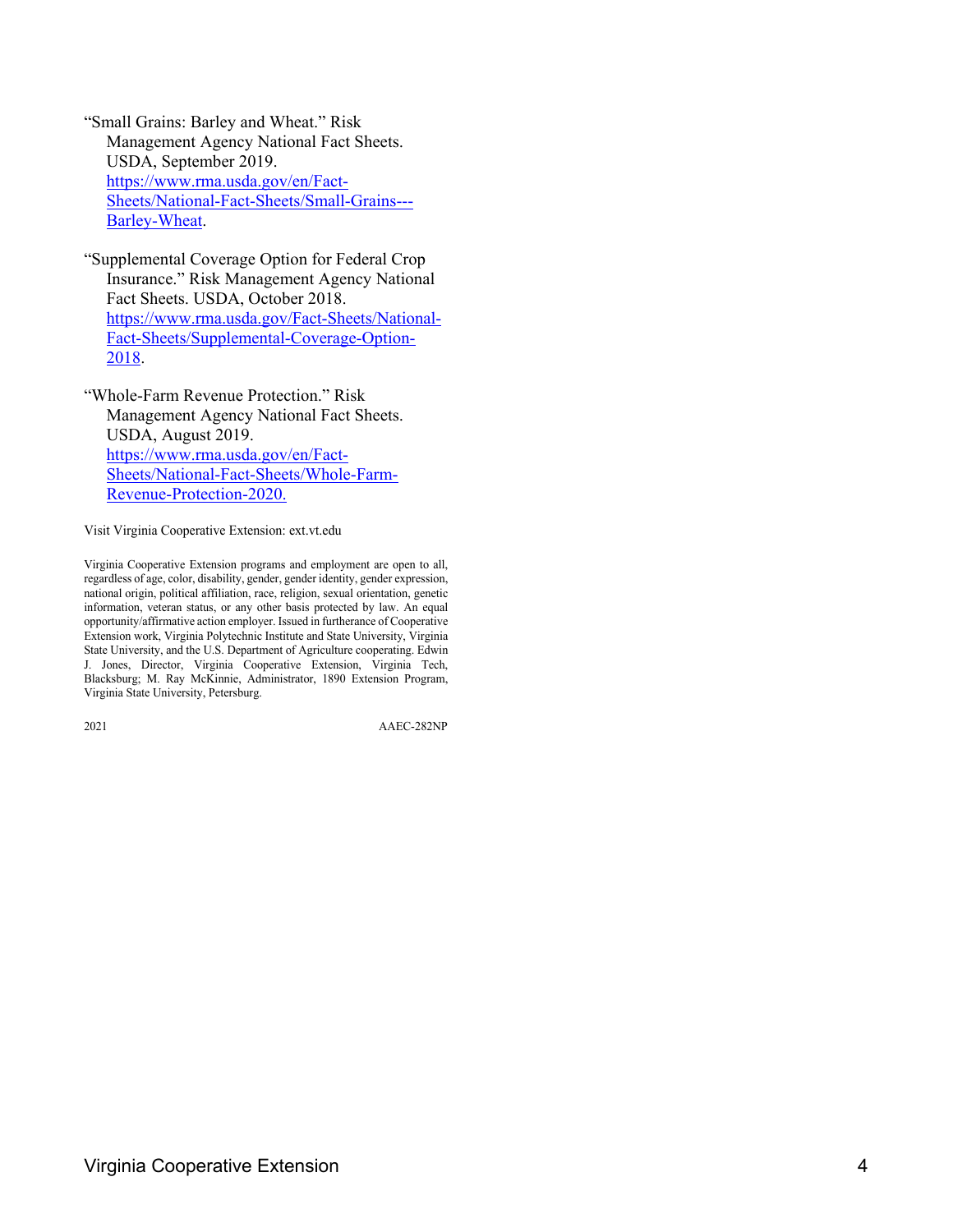"Small Grains: Barley and Wheat." Risk Management Agency National Fact Sheets. USDA, September 2019. [https://www.rma.usda.gov/en/Fact-Sheets/National-Fact-Sheets/Small-Grains---Barley-Wheat](https://www.rma.usda.gov/en/Fact-Sheets/National-Fact-Sheets/Small-Grains---Barley-Wheat).

"Supplemental Coverage Option for Federal Crop Insurance." Risk Management Agency National Fact Sheets. USDA, October 2018. [https://www.rma.usda.gov/Fact-Sheets/National-Fact-Sheets/Supplemental-Coverage-Option-2018](https://www.rma.usda.gov/Fact-Sheets/National-Fact-Sheets/Supplemental-Coverage-Option-2018).

"Whole-Farm Revenue Protection." Risk Management Agency National Fact Sheets. USDA, August 2019. [https://www.rma.usda.gov/en/Fact-Sheets/National-Fact-Sheets/Whole-Farm-Revenue-Protection-2020.](https://www.rma.usda.gov/en/Fact-Sheets/National-Fact-Sheets/Whole-Farm-Revenue-Protection-2020)

Visit Virginia Cooperative Extension: ext.vt.edu

Virginia Cooperative Extension programs and employment are open to all, regardless of age, color, disability, gender, gender identity, gender expression, national origin, political affiliation, race, religion, sexual orientation, genetic information, veteran status, or any other basis protected by law. An equal opportunity/affirmative action employer. Issued in furtherance of Cooperative Extension work, Virginia Polytechnic Institute and State University, Virginia State University, and the U.S. Department of Agriculture cooperating. Edwin J. Jones, Director, Virginia Cooperative Extension, Virginia Tech, Blacksburg; M. Ray McKinnie, Administrator, 1890 Extension Program, Virginia State University, Petersburg.

2021 AAEC-282NP